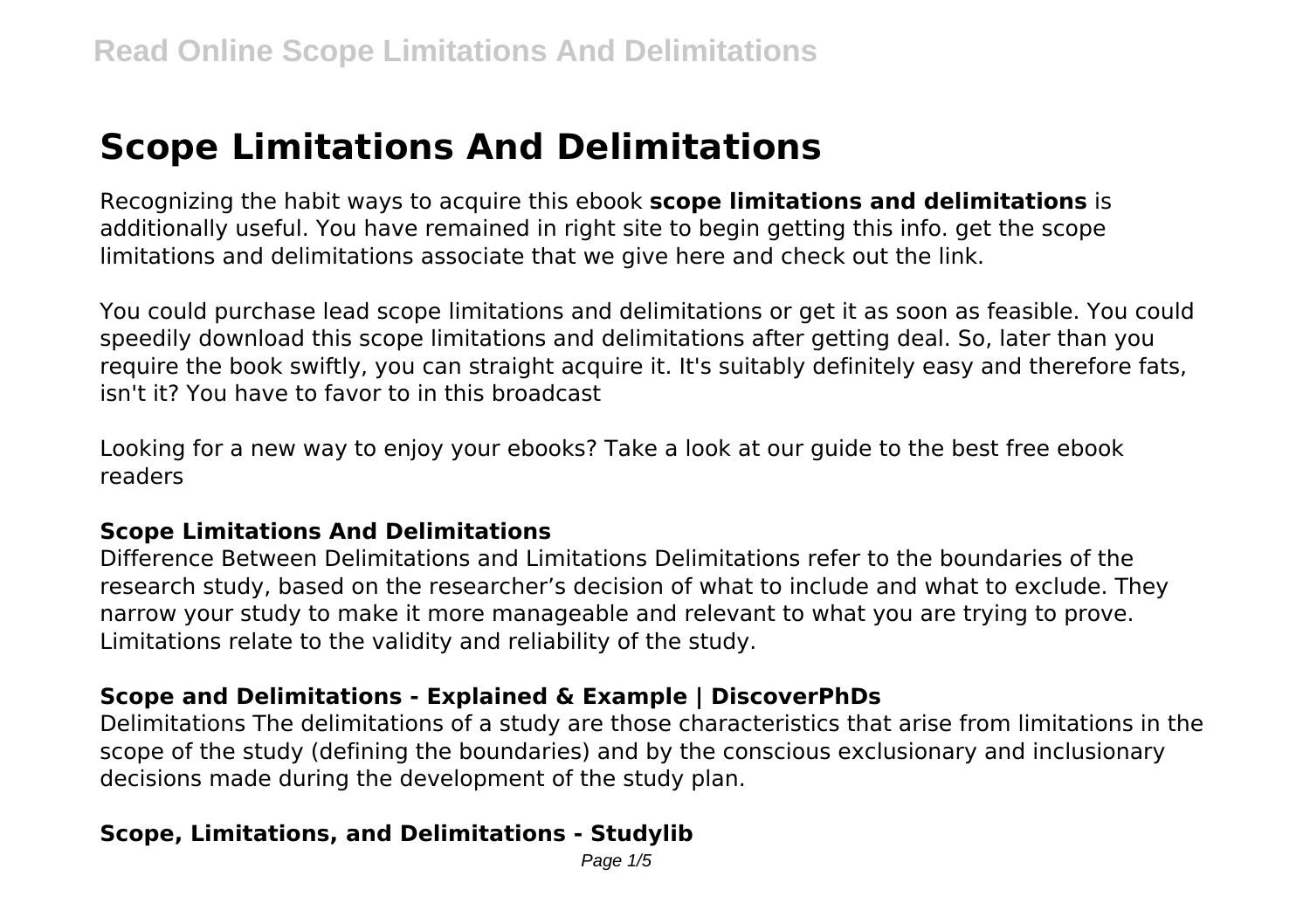# Scope Limitations And Delimitations

Recognizing the habit ways to acquire this ebook **scope limitations and delimitations** is additionally useful. You have remained in right site to begin getting this info. get the scope limitations and delimitations associate that we give here and check out the link.

You could purchase lead scope limitations and delimitations or get it as soon as feasible. You could speedily download this scope limitations and delimitations after getting deal. So, later than you require the book swiftly, you can straight acquire it. It's suitably definitely easy and therefore fats, isn't it? You have to favor to in this broadcast

Looking for a new way to enjoy your ebooks? Take a look at our guide to the best free ebook readers

### Scope Limitations And Delimitations

Difference Between Delimitations and Limitations Delimitations refer to the boundaries of the research study, based on the researcher's decision of what to include and what to exclude. They narrow your study to make it more manageable and relevant to what you are trying to prove. Limitations relate to the validity and reliability of the study.

### Scope and Delimitations - Explained & Example | DiscoverPhDs

Delimitations The delimitations of a study are those characteristics that arise from limitations in the scope of the study (defining the boundaries) and by the conscious exclusionary and inclusionary decisions made during the development of the study plan.

### Scope, Limitations, and Delimitations - Studylib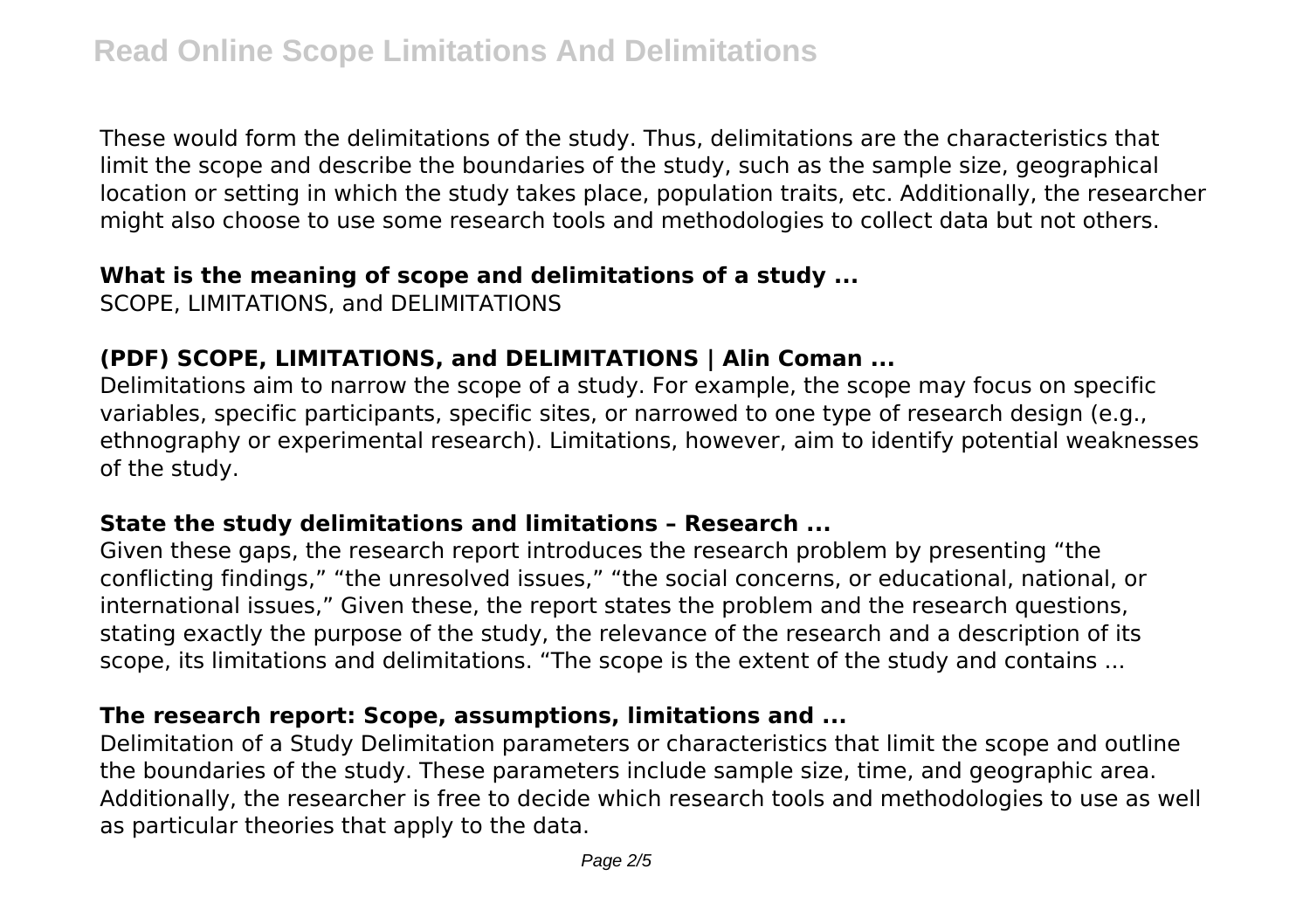These would form the delimitations of the study. Thus, delimitations are the characteristics that limit the scope and describe the boundaries of the study, such as the sample size, geographical location or setting in which the study takes place, population traits, etc. Additionally, the researcher might also choose to use some research tools and methodologies to collect data but not others.

### What is the meaning of scope and delimitations of a study ...

SCOPE, LIMITATIONS, and DELIMITATIONS

### (PDF) SCOPE, LIMITATIONS, and DELIMITATIONS | Alin Coman ...

Delimitations aim to narrow the scope of a study. For example, the scope may focus on specific variables, specific participants, specific sites, or narrowed to one type of research design (e.g., ethnography or experimental research). Limitations, however, aim to identify potential weaknesses of the study.

### State the study delimitations and limitations – Research ...

Given these gaps, the research report introduces the research problem by presenting "the conflicting findings," "the unresolved issues," "the social concerns, or educational, national, or international issues," Given these, the report states the problem and the research questions, stating exactly the purpose of the study, the relevance of the research and a description of its scope, its limitations and delimitations. "The scope is the extent of the study and contains ...

### The research report: Scope, assumptions, limitations and ...

Delimitation of a Study Delimitation parameters or characteristics that limit the scope and outline the boundaries of the study. These parameters include sample size, time, and geographic area. Additionally, the researcher is free to decide which research tools and methodologies to use as well as particular theories that apply to the data.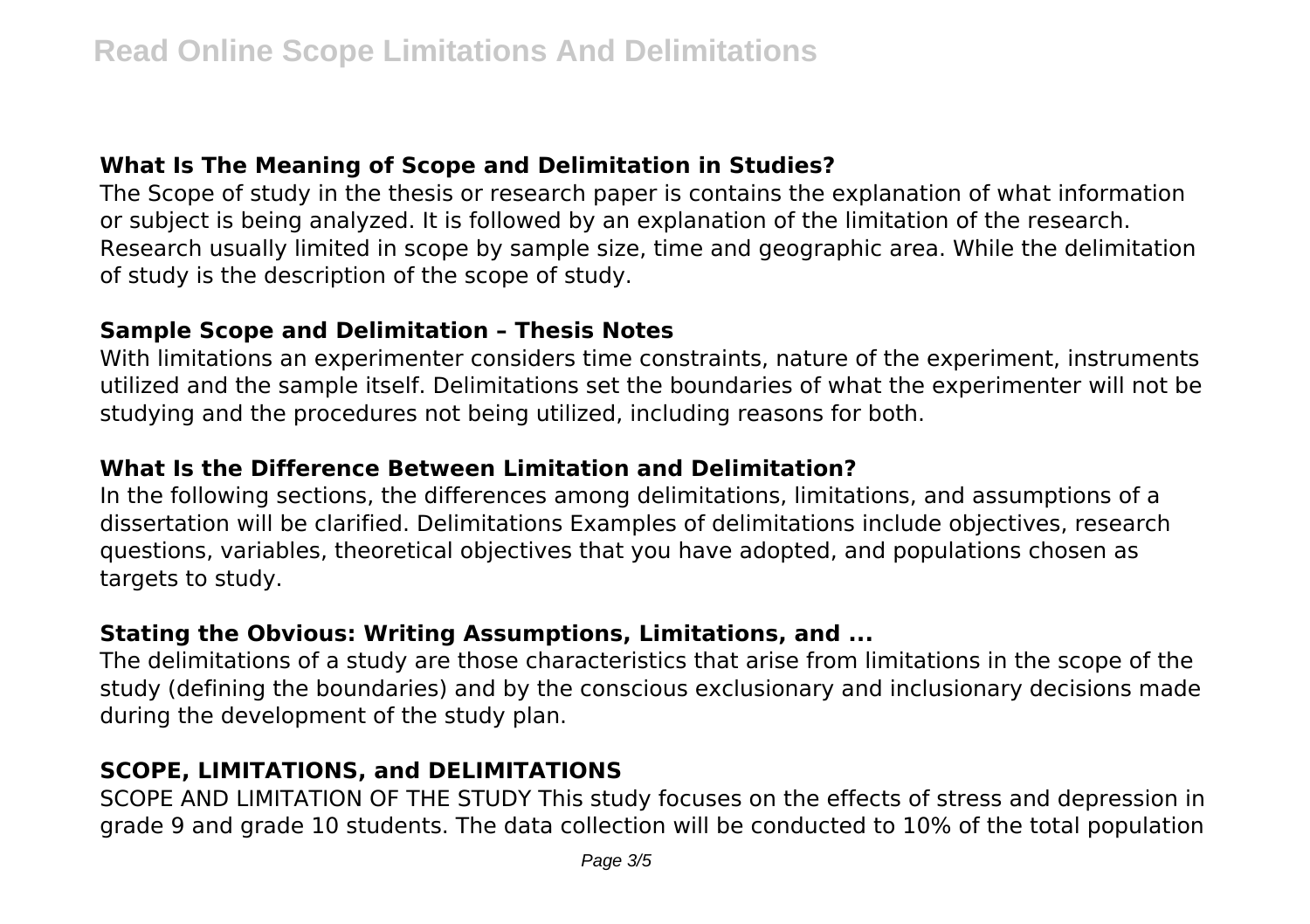### What Is The Meaning of Scope and Delimitation in Studies?

The Scope of study in the thesis or research paper is contains the explanation of what information or subject is being analyzed. It is followed by an explanation of the limitation of the research. Research usually limited in scope by sample size, time and geographic area. While the delimitation of study is the description of the scope of study.

### Sample Scope and Delimitation – Thesis Notes

With limitations an experimenter considers time constraints, nature of the experiment, instruments utilized and the sample itself. Delimitations set the boundaries of what the experimenter will not be studying and the procedures not being utilized, including reasons for both.

### What Is the Difference Between Limitation and Delimitation?

In the following sections, the differences among delimitations, limitations, and assumptions of a dissertation will be clarified. Delimitations Examples of delimitations include objectives, research questions, variables, theoretical objectives that you have adopted, and populations chosen as targets to study.

### Stating the Obvious: Writing Assumptions, Limitations, and ...

The delimitations of a study are those characteristics that arise from limitations in the scope of the study (defining the boundaries) and by the conscious exclusionary and inclusionary decisions made during the development of the study plan.

### SCOPE, LIMITATIONS, and DELIMITATIONS

SCOPE AND LIMITATION OF THE STUDY This study focuses on the effects of stress and depression in grade 9 and grade 10 students. The data collection will be conducted to 10% of the total population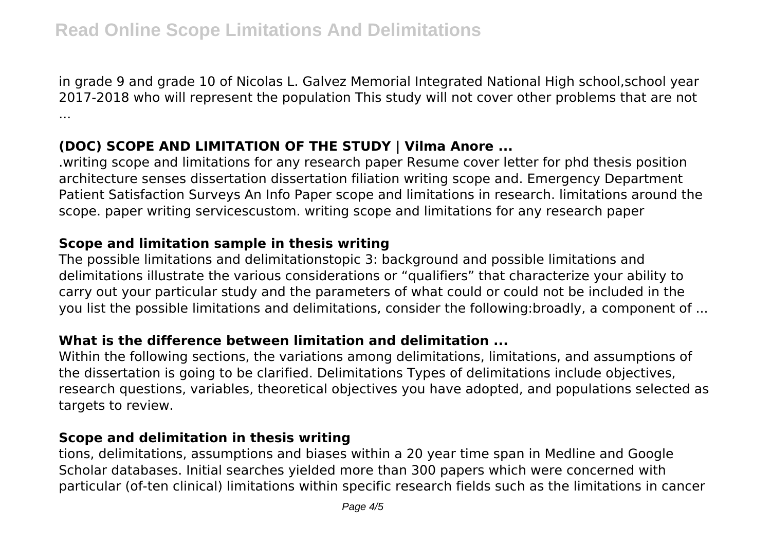in grade 9 and grade 10 of Nicolas L. Galvez Memorial Integrated National High school,school year 2017-2018 who will represent the population This study will not cover other problems that are not ...

### (DOC) SCOPE AND LIMITATION OF THE STUDY | Vilma Anore ...

.writing scope and limitations for any research paper Resume cover letter for phd thesis position architecture senses dissertation dissertation filiation writing scope and. Emergency Department Patient Satisfaction Surveys An Info Paper scope and limitations in research. limitations around the scope. paper writing servicescustom. writing scope and limitations for any research paper

### Scope and limitation sample in thesis writing

The possible limitations and delimitationstopic 3: background and possible limitations and delimitations illustrate the various considerations or "qualifiers" that characterize your ability to carry out your particular study and the parameters of what could or could not be included in the you list the possible limitations and delimitations, consider the following:broadly, a component of ...

### What is the difference between limitation and delimitation ...

Within the following sections, the variations among delimitations, limitations, and assumptions of the dissertation is going to be clarified. Delimitations Types of delimitations include objectives, research questions, variables, theoretical objectives you have adopted, and populations selected as targets to review.

### Scope and delimitation in thesis writing

tions, delimitations, assumptions and biases within a 20 year time span in Medline and Google Scholar databases. Initial searches yielded more than 300 papers which were concerned with particular (of-ten clinical) limitations within specific research fields such as the limitations in cancer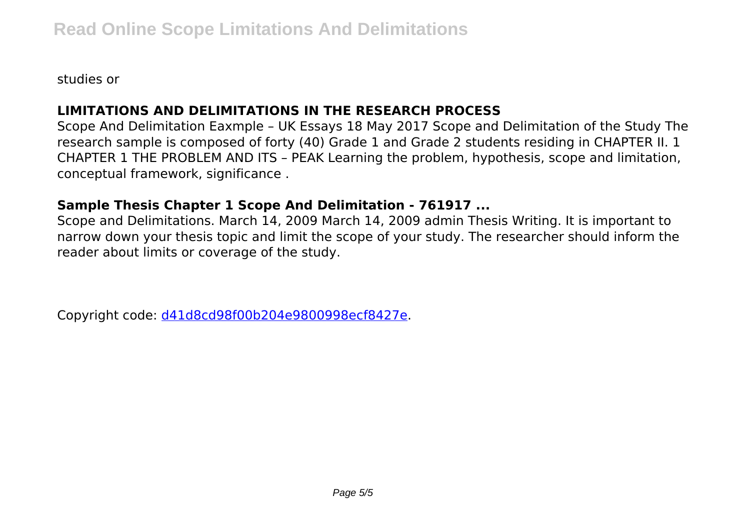studies or

### LIMITATIONS AND DELIMITATIONS IN THE RESEARCH PROCESS

Scope And Delimitation Eaxmple – UK Essays 18 May 2017 Scope and Delimitation of the Study The research sample is composed of forty (40) Grade 1 and Grade 2 students residing in CHAPTER II. 1 CHAPTER 1 THE PROBLEM AND ITS – PEAK Learning the problem, hypothesis, scope and limitation, conceptual framework, significance .

### Sample Thesis Chapter 1 Scope And Delimitation - 761917 ...

Scope and Delimitations. March 14, 2009 March 14, 2009 admin Thesis Writing. It is important to narrow down your thesis topic and limit the scope of your study. The researcher should inform the reader about limits or coverage of the study.

Copyright code: d41d8cd98f00b204e9800998ecf8427e.